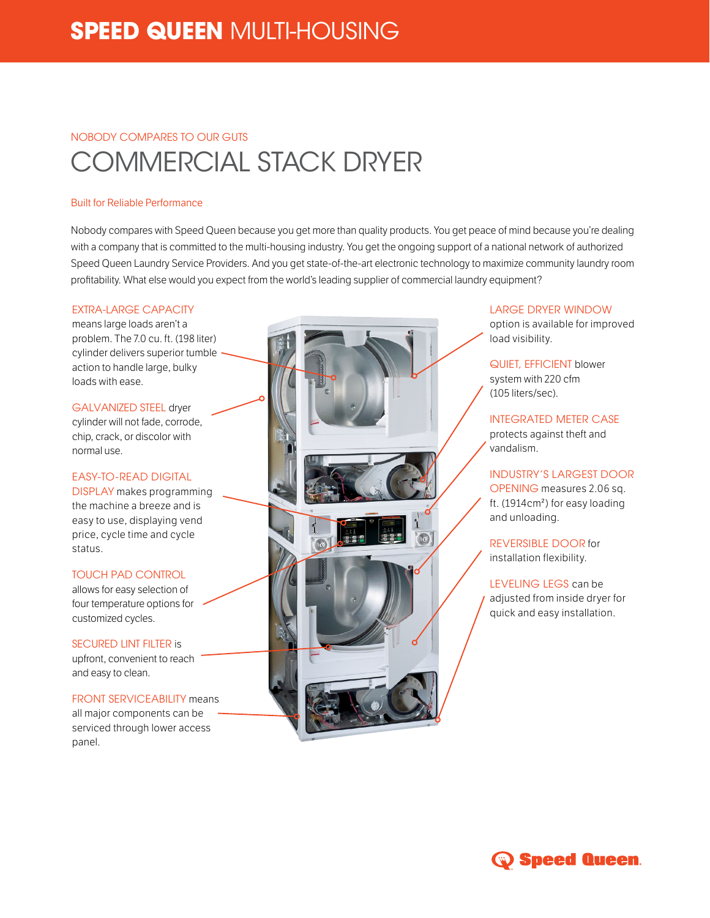# SPEED QUEEN MULTI-HOUSING

NOBODY COMPARES TO OUR GUTS

## COMMERCIAL STACK DRYER

### Built for Reliable Performance

Nobody compares with Speed Queen because you get more than quality products. You get peace of mind because you're dealing with a company that is committed to the multi-housing industry. You get the ongoing support of a national network of authorized Speed Queen Laundry Service Providers. And you get state-of-the-art electronic technology to maximize community laundry room profitability. What else would you expect from the world's leading supplier of commercial laundry equipment?

**EXTRA-LARGE CAPACITY** means large loads aren't a problem. The 7.0 cu. ft. (198 liter) cylinder delivers superior tumble action to handle large, bulky loads with ease.

**GALVANIZED STEEL** dryer cylinder will not fade, corrode, chip, crack, or discolor with normal use.

**EASY-TO-READ DIGITAL DISPLAY** makes programming the machine a breeze and is easy to use, displaying vend price, cycle time and cycle status.

**TOUCH PAD CONTROL** allows for easy selection of four temperature options for customized cycles.

**SECURED LINT FILTER** is upfront, convenient to reach and easy to clean.

**FRONT SERVICEABILITY** means all major components can be serviced through lower access panel.

**LARGE DRYER WINDOW** option is available for improved load visibility.

**QUIET, EFFICIENT** blower system with 220 cfm (105 liters/sec).

**INTEGRATED METER CASE** protects against theft and vandalism.

**INDUSTRY'S LARGEST DOOR OPENING** measures 2.06 sq. ft. (1914cm²) for easy loading and unloading.

**REVERSIBLE DOOR** for installation flexibility.

**LEVELING LEGS** can be adjusted from inside dryer for quick and easy installation.

Speed Queen.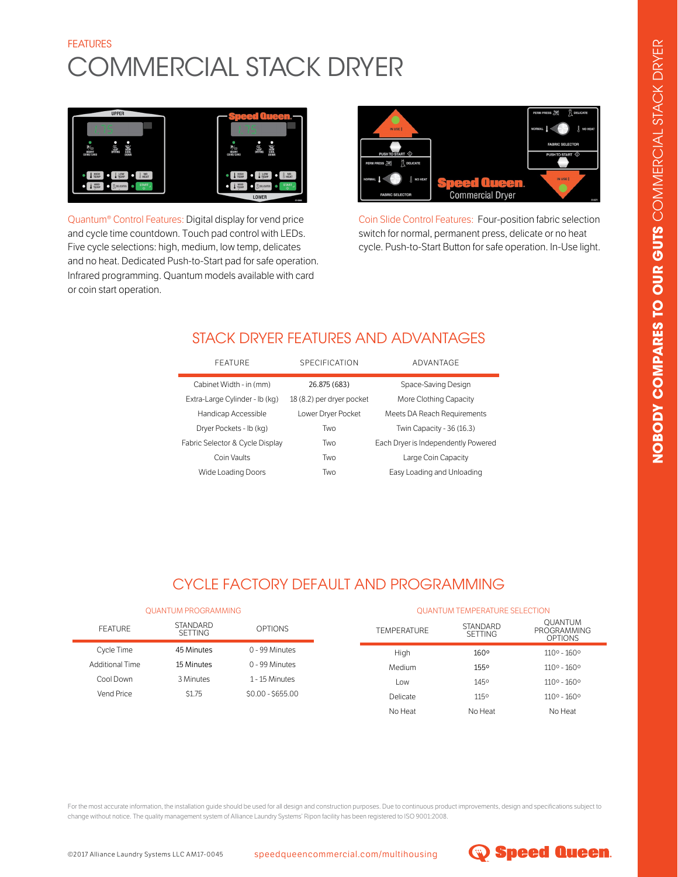FEATURES

# COMMERCIAL STACK DRYER

Quantum® Control Features: Digital display for vend price and cycle time countdown. Touch pad control with LEDs. Five cycle selections: high, medium, low temp, delicates and no heat. Dedicated Push-to-Start pad for safe operation. Infrared programming. Quantum models available with card or coin start operation.

Coin Slide Control Features: Four-position fabric selection switch for normal, permanent press, delicate or no heat cycle. Push-to-Start Button for safe operation. In-Use light.

## STACK DRYER FEATURES AND ADVANTAGES

| FEATURE | SPECIFICATION | ADVANTAGE |
|---|---|---|
| Cabinet Width - in (mm) | 26.875 (683) | Space-Saving Design |
| Extra-Large Cylinder - lb (kg) | 18 (8.2) per dryer pocket | More Clothing Capacity |
| Handicap Accessible | Lower Dryer Pocket | Meets DA Reach Requirements |
| Dryer Pockets - lb (kg) | Two | Twin Capacity - 36 (16.3) |
| Fabric Selector & Cycle Display | Two | Each Dryer is Independently Powered |
| Coin Vaults | Two | Large Coin Capacity |
| Wide Loading Doors | Two | Easy Loading and Unloading |

## CYCLE FACTORY DEFAULT AND PROGRAMMING

QUANTUM PROGRAMMING

| FEATURE | STANDARD SETTING | OPTIONS |
|---|---|---|
| Cycle Time | 45 Minutes | 0 - 99 Minutes |
| Additional Time | 15 Minutes | 0 - 99 Minutes |
| Cool Down | 3 Minutes | 1 - 15 Minutes |
| Vend Price | $1.75 | $0.00 - $655.00 |

QUANTUM TEMPERATURE SELECTION

| TEMPERATURE | STANDARD SETTING | QUANTUM PROGRAMMING OPTIONS |
|---|---|---|
| High | 160º | 110º - 160º |
| Medium | 155º | 110º - 160º |
| Low | 145º | 110º - 160º |
| Delicate | 115º | 110º - 160º |
| No Heat | No Heat | No Heat |

For the most accurate information, the installation guide should be used for all design and construction purposes. Due to continuous product improvements, design and specifications subject to change without notice. The quality management system of Alliance Laundry Systems' Ripon facility has been registered to ISO 9001:2008.

©2017 Alliance Laundry Systems LLC AM17-0045 speedqueencommercial.com/multihousing

NOBODY COMPARES TO OUR GUTS COMMERCIAL STACK DRYER